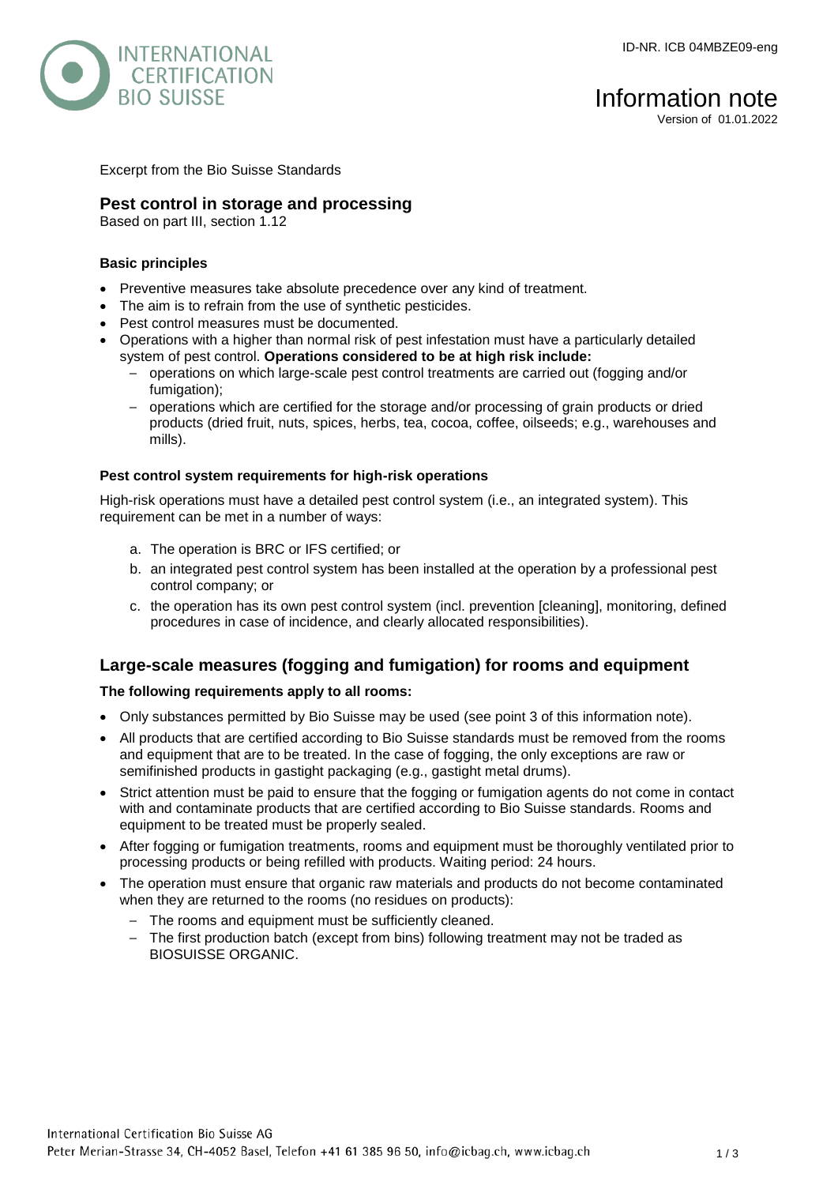ID-NR. ICB 04MBZE09-eng

# Information note

Version of 01.01.2022

Excerpt from the Bio Suisse Standards

## Pest control in storage and processing

Based on part III, section 1.12

### Basic principles

- Preventive measures take absolute precedence over any kind of treatment.
- The aim is to refrain from the use of synthetic pesticides.
- Pest control measures must be documented.
- Operations with a higher than normal risk of pest infestation must have a particularly detailed system of pest control. **Operations considered to be at high risk include:**
  - operations on which large-scale pest control treatments are carried out (fogging and/or fumigation);
  - operations which are certified for the storage and/or processing of grain products or dried products (dried fruit, nuts, spices, herbs, tea, cocoa, coffee, oilseeds; e.g., warehouses and mills).

### Pest control system requirements for high-risk operations

High-risk operations must have a detailed pest control system (i.e., an integrated system). This requirement can be met in a number of ways:

a. The operation is BRC or IFS certified; or
b. an integrated pest control system has been installed at the operation by a professional pest control company; or
c. the operation has its own pest control system (incl. prevention [cleaning], monitoring, defined procedures in case of incidence, and clearly allocated responsibilities).

## Large-scale measures (fogging and fumigation) for rooms and equipment

### The following requirements apply to all rooms:

- Only substances permitted by Bio Suisse may be used (see point 3 of this information note).
- All products that are certified according to Bio Suisse standards must be removed from the rooms and equipment that are to be treated. In the case of fogging, the only exceptions are raw or semifinished products in gastight packaging (e.g., gastight metal drums).
- Strict attention must be paid to ensure that the fogging or fumigation agents do not come in contact with and contaminate products that are certified according to Bio Suisse standards. Rooms and equipment to be treated must be properly sealed.
- After fogging or fumigation treatments, rooms and equipment must be thoroughly ventilated prior to processing products or being refilled with products. Waiting period: 24 hours.
- The operation must ensure that organic raw materials and products do not become contaminated when they are returned to the rooms (no residues on products):
  - The rooms and equipment must be sufficiently cleaned.
  - The first production batch (except from bins) following treatment may not be traded as BIOSUISSE ORGANIC.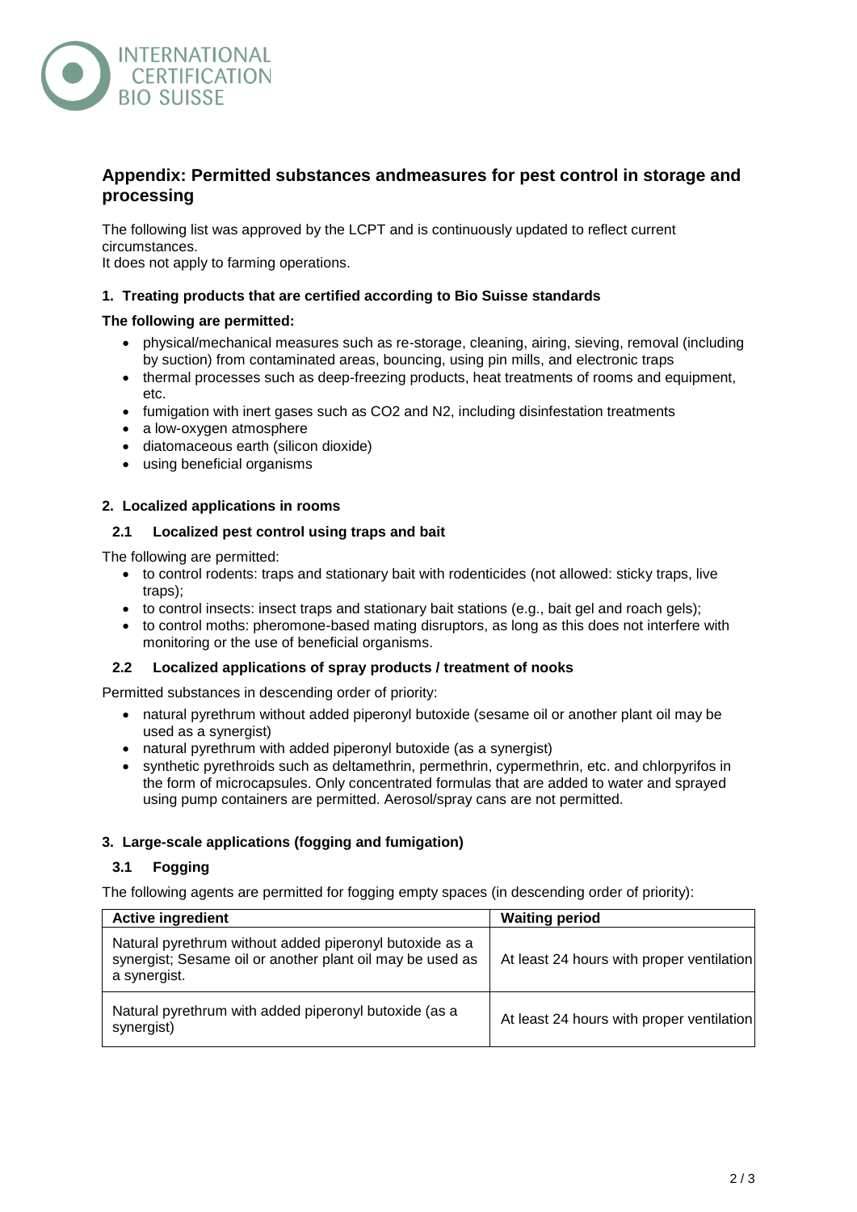INTERNATIONAL CERTIFICATION BIO SUISSE

## Appendix: Permitted substances andmeasures for pest control in storage and processing

The following list was approved by the LCPT and is continuously updated to reflect current circumstances.
It does not apply to farming operations.

### 1. Treating products that are certified according to Bio Suisse standards

**The following are permitted:**

- physical/mechanical measures such as re-storage, cleaning, airing, sieving, removal (including by suction) from contaminated areas, bouncing, using pin mills, and electronic traps
- thermal processes such as deep-freezing products, heat treatments of rooms and equipment, etc.
- fumigation with inert gases such as CO2 and N2, including disinfestation treatments
- a low-oxygen atmosphere
- diatomaceous earth (silicon dioxide)
- using beneficial organisms

### 2. Localized applications in rooms

#### 2.1 Localized pest control using traps and bait

The following are permitted:

- to control rodents: traps and stationary bait with rodenticides (not allowed: sticky traps, live traps);
- to control insects: insect traps and stationary bait stations (e.g., bait gel and roach gels);
- to control moths: pheromone-based mating disruptors, as long as this does not interfere with monitoring or the use of beneficial organisms.

#### 2.2 Localized applications of spray products / treatment of nooks

Permitted substances in descending order of priority:

- natural pyrethrum without added piperonyl butoxide (sesame oil or another plant oil may be used as a synergist)
- natural pyrethrum with added piperonyl butoxide (as a synergist)
- synthetic pyrethroids such as deltamethrin, permethrin, cypermethrin, etc. and chlorpyrifos in the form of microcapsules. Only concentrated formulas that are added to water and sprayed using pump containers are permitted. Aerosol/spray cans are not permitted.

### 3. Large-scale applications (fogging and fumigation)

#### 3.1 Fogging

The following agents are permitted for fogging empty spaces (in descending order of priority):

| Active ingredient | Waiting period |
|---|---|
| Natural pyrethrum without added piperonyl butoxide as a synergist; Sesame oil or another plant oil may be used as a synergist. | At least 24 hours with proper ventilation |
| Natural pyrethrum with added piperonyl butoxide (as a synergist) | At least 24 hours with proper ventilation |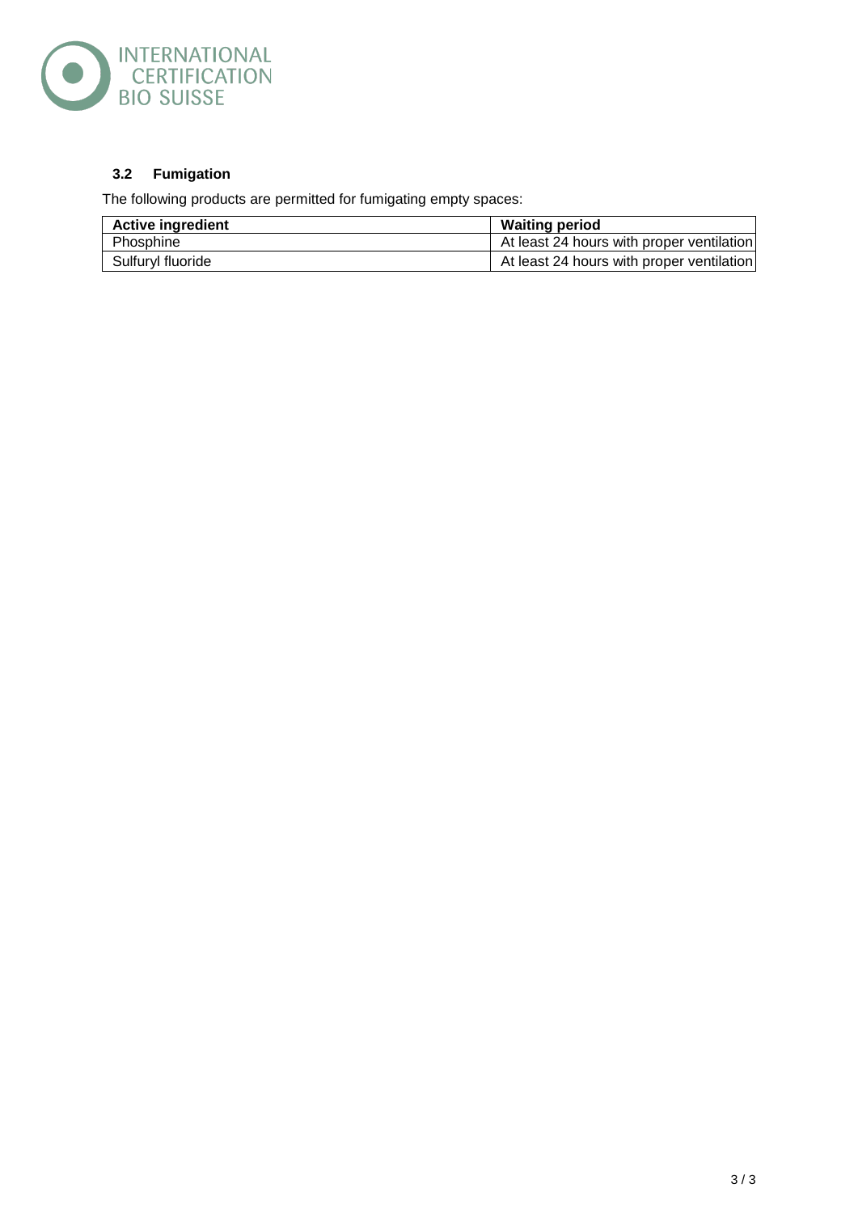### 3.2 Fumigation

The following products are permitted for fumigating empty spaces:

| Active ingredient | Waiting period |
|---|---|
| Phosphine | At least 24 hours with proper ventilation |
| Sulfuryl fluoride | At least 24 hours with proper ventilation |